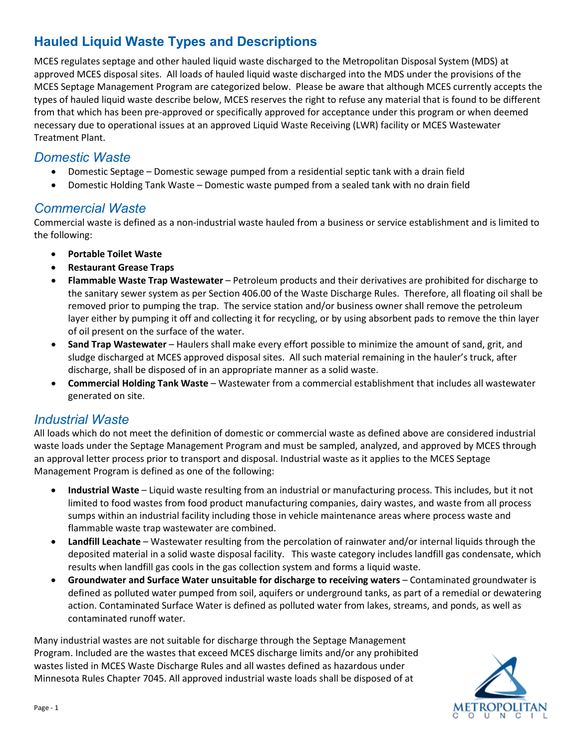# Hauled Liquid Waste Types and Descriptions

MCES regulates septage and other hauled liquid waste discharged to the Metropolitan Disposal System (MDS) at approved MCES disposal sites. All loads of hauled liquid waste discharged into the MDS under the provisions of the MCES Septage Management Program are categorized below. Please be aware that although MCES currently accepts the types of hauled liquid waste describe below, MCES reserves the right to refuse any material that is found to be different from that which has been pre-approved or specifically approved for acceptance under this program or when deemed necessary due to operational issues at an approved Liquid Waste Receiving (LWR) facility or MCES Wastewater Treatment Plant.

## *Domestic Waste*

- Domestic Septage – Domestic sewage pumped from a residential septic tank with a drain field
- Domestic Holding Tank Waste – Domestic waste pumped from a sealed tank with no drain field

## *Commercial Waste*

Commercial waste is defined as a non-industrial waste hauled from a business or service establishment and is limited to the following:

- **Portable Toilet Waste**
- **Restaurant Grease Traps**
- **Flammable Waste Trap Wastewater** – Petroleum products and their derivatives are prohibited for discharge to the sanitary sewer system as per Section 406.00 of the Waste Discharge Rules. Therefore, all floating oil shall be removed prior to pumping the trap. The service station and/or business owner shall remove the petroleum layer either by pumping it off and collecting it for recycling, or by using absorbent pads to remove the thin layer of oil present on the surface of the water.
- **Sand Trap Wastewater** – Haulers shall make every effort possible to minimize the amount of sand, grit, and sludge discharged at MCES approved disposal sites. All such material remaining in the hauler's truck, after discharge, shall be disposed of in an appropriate manner as a solid waste.
- **Commercial Holding Tank Waste** – Wastewater from a commercial establishment that includes all wastewater generated on site.

## *Industrial Waste*

All loads which do not meet the definition of domestic or commercial waste as defined above are considered industrial waste loads under the Septage Management Program and must be sampled, analyzed, and approved by MCES through an approval letter process prior to transport and disposal. Industrial waste as it applies to the MCES Septage Management Program is defined as one of the following:

- **Industrial Waste** – Liquid waste resulting from an industrial or manufacturing process. This includes, but it not limited to food wastes from food product manufacturing companies, dairy wastes, and waste from all process sumps within an industrial facility including those in vehicle maintenance areas where process waste and flammable waste trap wastewater are combined.
- **Landfill Leachate** – Wastewater resulting from the percolation of rainwater and/or internal liquids through the deposited material in a solid waste disposal facility. This waste category includes landfill gas condensate, which results when landfill gas cools in the gas collection system and forms a liquid waste.
- **Groundwater and Surface Water unsuitable for discharge to receiving waters** – Contaminated groundwater is defined as polluted water pumped from soil, aquifers or underground tanks, as part of a remedial or dewatering action. Contaminated Surface Water is defined as polluted water from lakes, streams, and ponds, as well as contaminated runoff water.

Many industrial wastes are not suitable for discharge through the Septage Management Program. Included are the wastes that exceed MCES discharge limits and/or any prohibited wastes listed in MCES Waste Discharge Rules and all wastes defined as hazardous under Minnesota Rules Chapter 7045. All approved industrial waste loads shall be disposed of at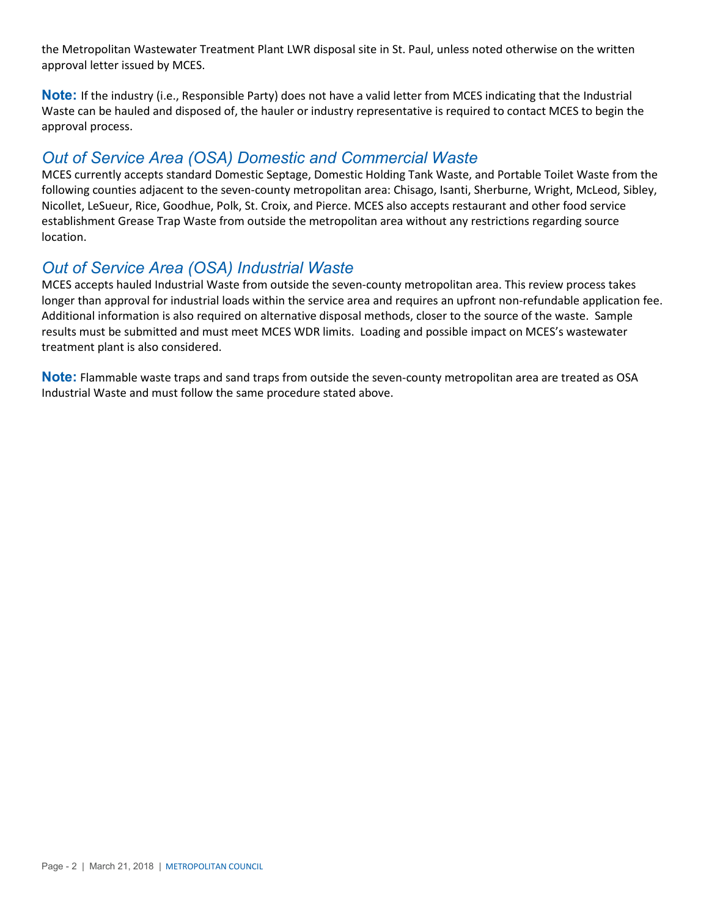the Metropolitan Wastewater Treatment Plant LWR disposal site in St. Paul, unless noted otherwise on the written approval letter issued by MCES.

**Note:** If the industry (i.e., Responsible Party) does not have a valid letter from MCES indicating that the Industrial Waste can be hauled and disposed of, the hauler or industry representative is required to contact MCES to begin the approval process.

## *Out of Service Area (OSA) Domestic and Commercial Waste*

MCES currently accepts standard Domestic Septage, Domestic Holding Tank Waste, and Portable Toilet Waste from the following counties adjacent to the seven-county metropolitan area: Chisago, Isanti, Sherburne, Wright, McLeod, Sibley, Nicollet, LeSueur, Rice, Goodhue, Polk, St. Croix, and Pierce. MCES also accepts restaurant and other food service establishment Grease Trap Waste from outside the metropolitan area without any restrictions regarding source location.

## *Out of Service Area (OSA) Industrial Waste*

MCES accepts hauled Industrial Waste from outside the seven-county metropolitan area. This review process takes longer than approval for industrial loads within the service area and requires an upfront non-refundable application fee. Additional information is also required on alternative disposal methods, closer to the source of the waste. Sample results must be submitted and must meet MCES WDR limits. Loading and possible impact on MCES's wastewater treatment plant is also considered.

**Note:** Flammable waste traps and sand traps from outside the seven-county metropolitan area are treated as OSA Industrial Waste and must follow the same procedure stated above.